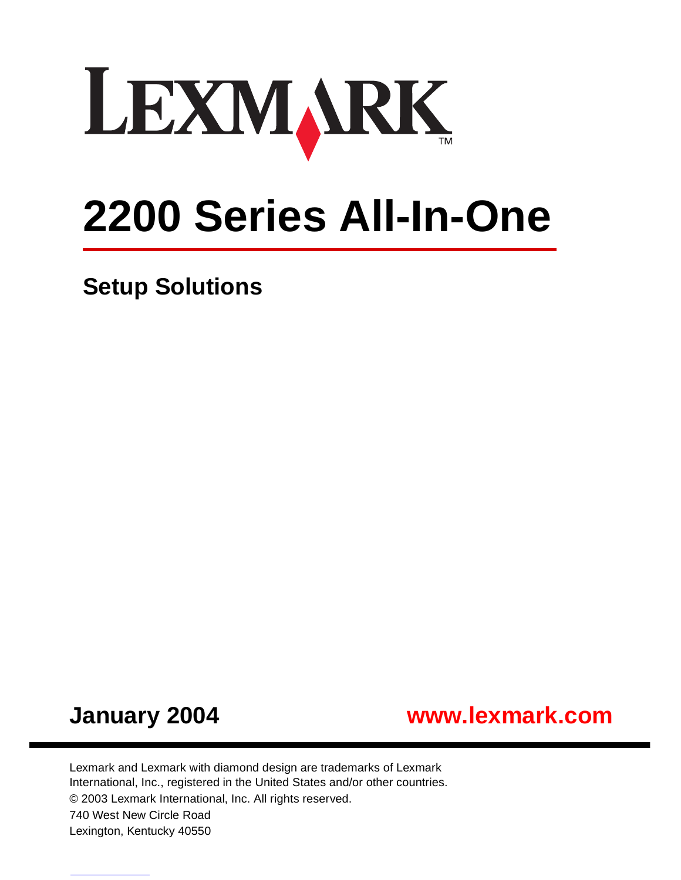LEXMARK™

# 2200 Series All-In-One

## Setup Solutions

**January 2004** **www.lexmark.com**

Lexmark and Lexmark with diamond design are trademarks of Lexmark International, Inc., registered in the United States and/or other countries.

© 2003 Lexmark International, Inc. All rights reserved.

740 West New Circle Road

Lexington, Kentucky 40550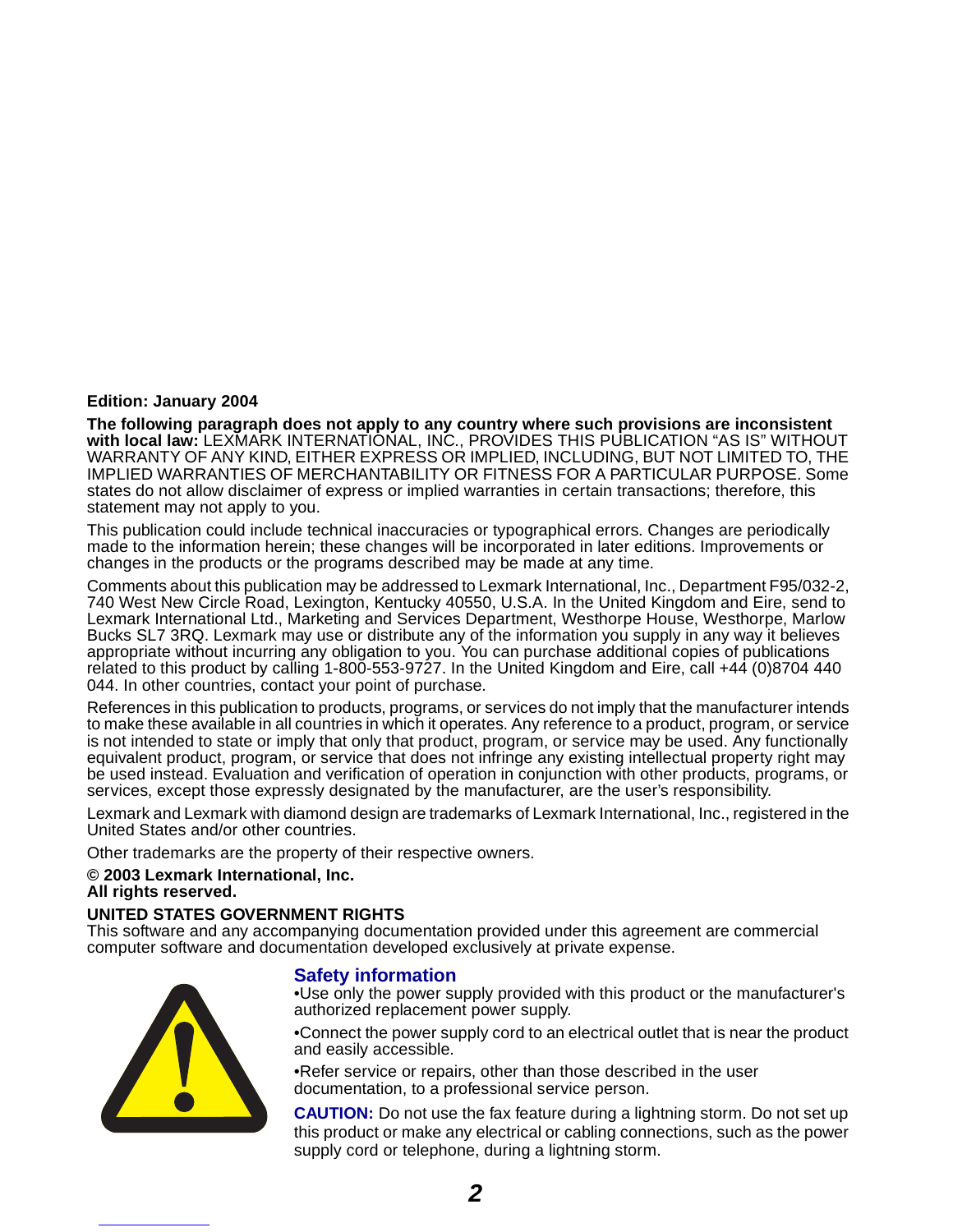**Edition: January 2004**

**The following paragraph does not apply to any country where such provisions are inconsistent with local law:** LEXMARK INTERNATIONAL, INC., PROVIDES THIS PUBLICATION "AS IS" WITHOUT WARRANTY OF ANY KIND, EITHER EXPRESS OR IMPLIED, INCLUDING, BUT NOT LIMITED TO, THE IMPLIED WARRANTIES OF MERCHANTABILITY OR FITNESS FOR A PARTICULAR PURPOSE. Some states do not allow disclaimer of express or implied warranties in certain transactions; therefore, this statement may not apply to you.

This publication could include technical inaccuracies or typographical errors. Changes are periodically made to the information herein; these changes will be incorporated in later editions. Improvements or changes in the products or the programs described may be made at any time.

Comments about this publication may be addressed to Lexmark International, Inc., Department F95/032-2, 740 West New Circle Road, Lexington, Kentucky 40550, U.S.A. In the United Kingdom and Eire, send to Lexmark International Ltd., Marketing and Services Department, Westhorpe House, Westhorpe, Marlow Bucks SL7 3RQ. Lexmark may use or distribute any of the information you supply in any way it believes appropriate without incurring any obligation to you. You can purchase additional copies of publications related to this product by calling 1-800-553-9727. In the United Kingdom and Eire, call +44 (0)8704 440 044. In other countries, contact your point of purchase.

References in this publication to products, programs, or services do not imply that the manufacturer intends to make these available in all countries in which it operates. Any reference to a product, program, or service is not intended to state or imply that only that product, program, or service may be used. Any functionally equivalent product, program, or service that does not infringe any existing intellectual property right may be used instead. Evaluation and verification of operation in conjunction with other products, programs, or services, except those expressly designated by the manufacturer, are the user's responsibility.

Lexmark and Lexmark with diamond design are trademarks of Lexmark International, Inc., registered in the United States and/or other countries.

Other trademarks are the property of their respective owners.

**© 2003 Lexmark International, Inc.**
**All rights reserved.**

**UNITED STATES GOVERNMENT RIGHTS**
This software and any accompanying documentation provided under this agreement are commercial computer software and documentation developed exclusively at private expense.

## Safety information

- Use only the power supply provided with this product or the manufacturer's authorized replacement power supply.
- Connect the power supply cord to an electrical outlet that is near the product and easily accessible.
- Refer service or repairs, other than those described in the user documentation, to a professional service person.

**CAUTION:** Do not use the fax feature during a lightning storm. Do not set up this product or make any electrical or cabling connections, such as the power supply cord or telephone, during a lightning storm.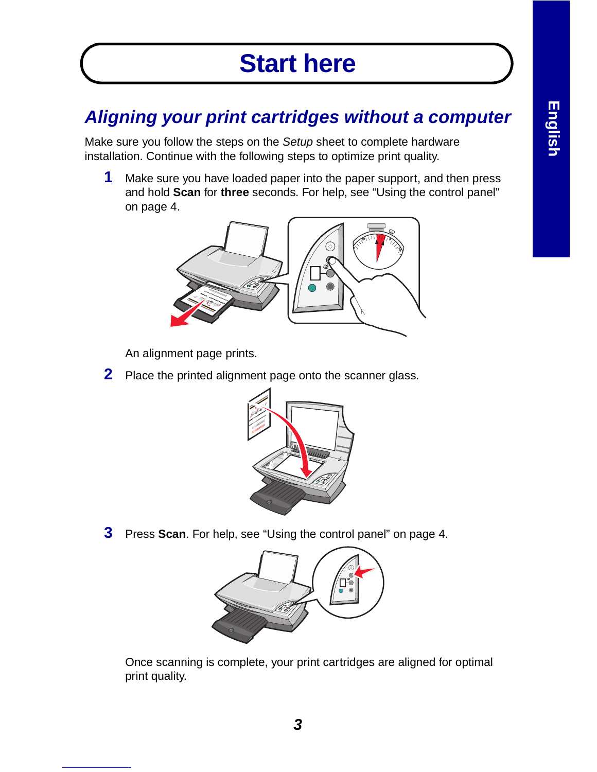# Start here

## Aligning your print cartridges without a computer

Make sure you follow the steps on the *Setup* sheet to complete hardware installation. Continue with the following steps to optimize print quality.

1. Make sure you have loaded paper into the paper support, and then press and hold **Scan** for **three** seconds. For help, see "Using the control panel" on page 4.

   An alignment page prints.

2. Place the printed alignment page onto the scanner glass.

3. Press **Scan**. For help, see "Using the control panel" on page 4.

   Once scanning is complete, your print cartridges are aligned for optimal print quality.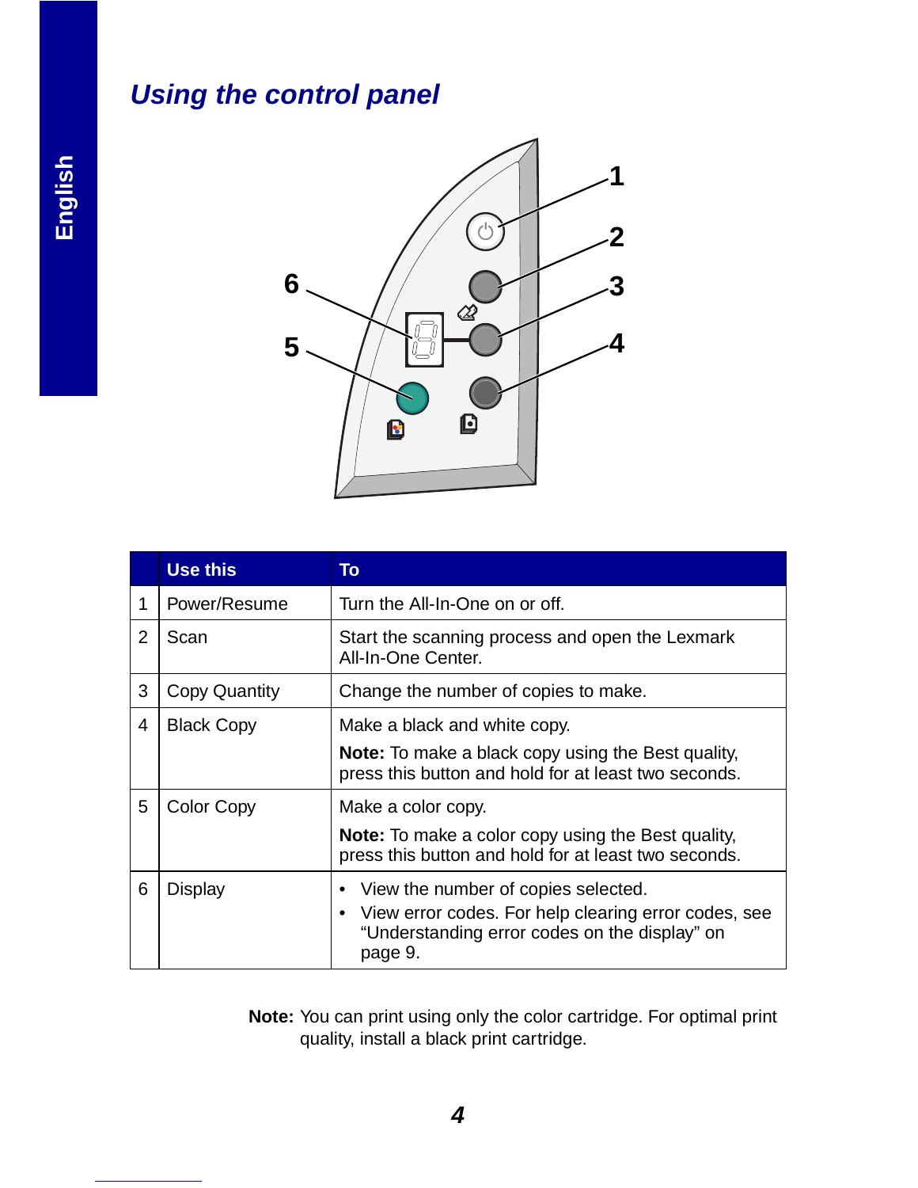## *Using the control panel*

| | Use this | To |
|---|---|---|
| 1 | Power/Resume | Turn the All-In-One on or off. |
| 2 | Scan | Start the scanning process and open the Lexmark All-In-One Center. |
| 3 | Copy Quantity | Change the number of copies to make. |
| 4 | Black Copy | Make a black and white copy. **Note:** To make a black copy using the Best quality, press this button and hold for at least two seconds. |
| 5 | Color Copy | Make a color copy. **Note:** To make a color copy using the Best quality, press this button and hold for at least two seconds. |
| 6 | Display | • View the number of copies selected. • View error codes. For help clearing error codes, see “Understanding error codes on the display” on page 9. |

**Note:** You can print using only the color cartridge. For optimal print quality, install a black print cartridge.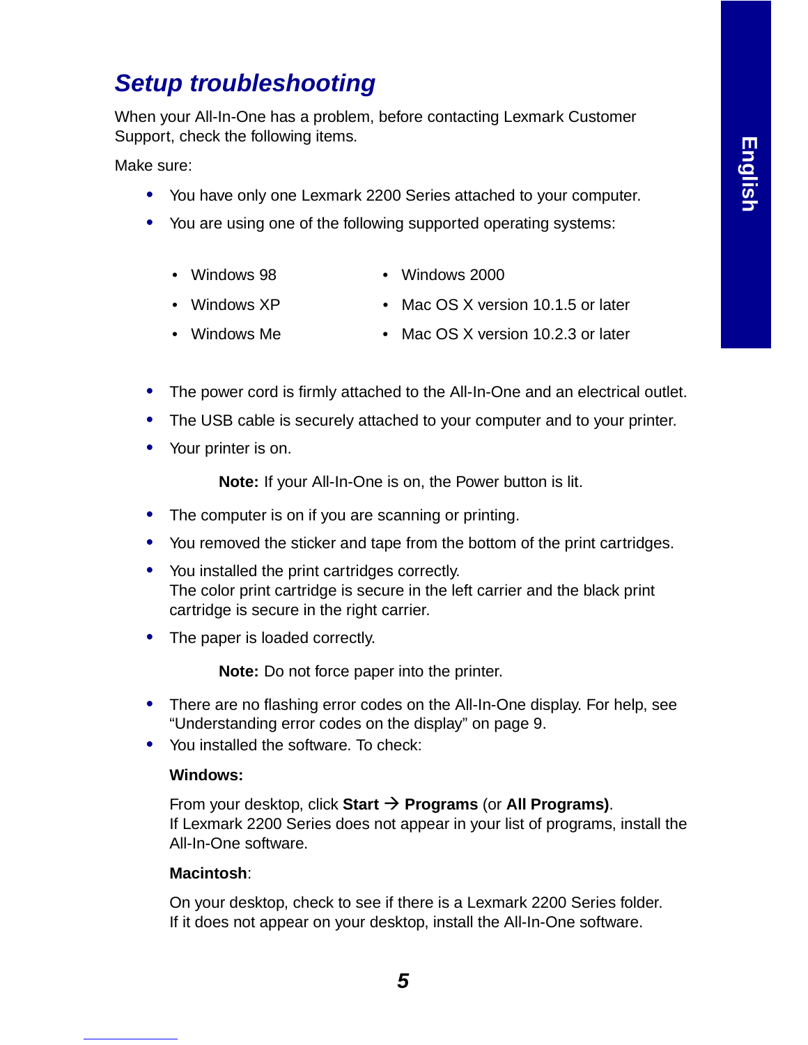## Setup troubleshooting

When your All-In-One has a problem, before contacting Lexmark Customer Support, check the following items.

Make sure:

- You have only one Lexmark 2200 Series attached to your computer.
- You are using one of the following supported operating systems:
  - Windows 98
  - Windows XP
  - Windows Me
  - Windows 2000
  - Mac OS X version 10.1.5 or later
  - Mac OS X version 10.2.3 or later
- The power cord is firmly attached to the All-In-One and an electrical outlet.
- The USB cable is securely attached to your computer and to your printer.
- Your printer is on.

  **Note:** If your All-In-One is on, the Power button is lit.

- The computer is on if you are scanning or printing.
- You removed the sticker and tape from the bottom of the print cartridges.
- You installed the print cartridges correctly.
  The color print cartridge is secure in the left carrier and the black print cartridge is secure in the right carrier.
- The paper is loaded correctly.

  **Note:** Do not force paper into the printer.

- There are no flashing error codes on the All-In-One display. For help, see "Understanding error codes on the display" on page 9.
- You installed the software. To check:

  **Windows:**

  From your desktop, click **Start** → **Programs** (or **All Programs)**.
  If Lexmark 2200 Series does not appear in your list of programs, install the All-In-One software.

  **Macintosh**:

  On your desktop, check to see if there is a Lexmark 2200 Series folder.
  If it does not appear on your desktop, install the All-In-One software.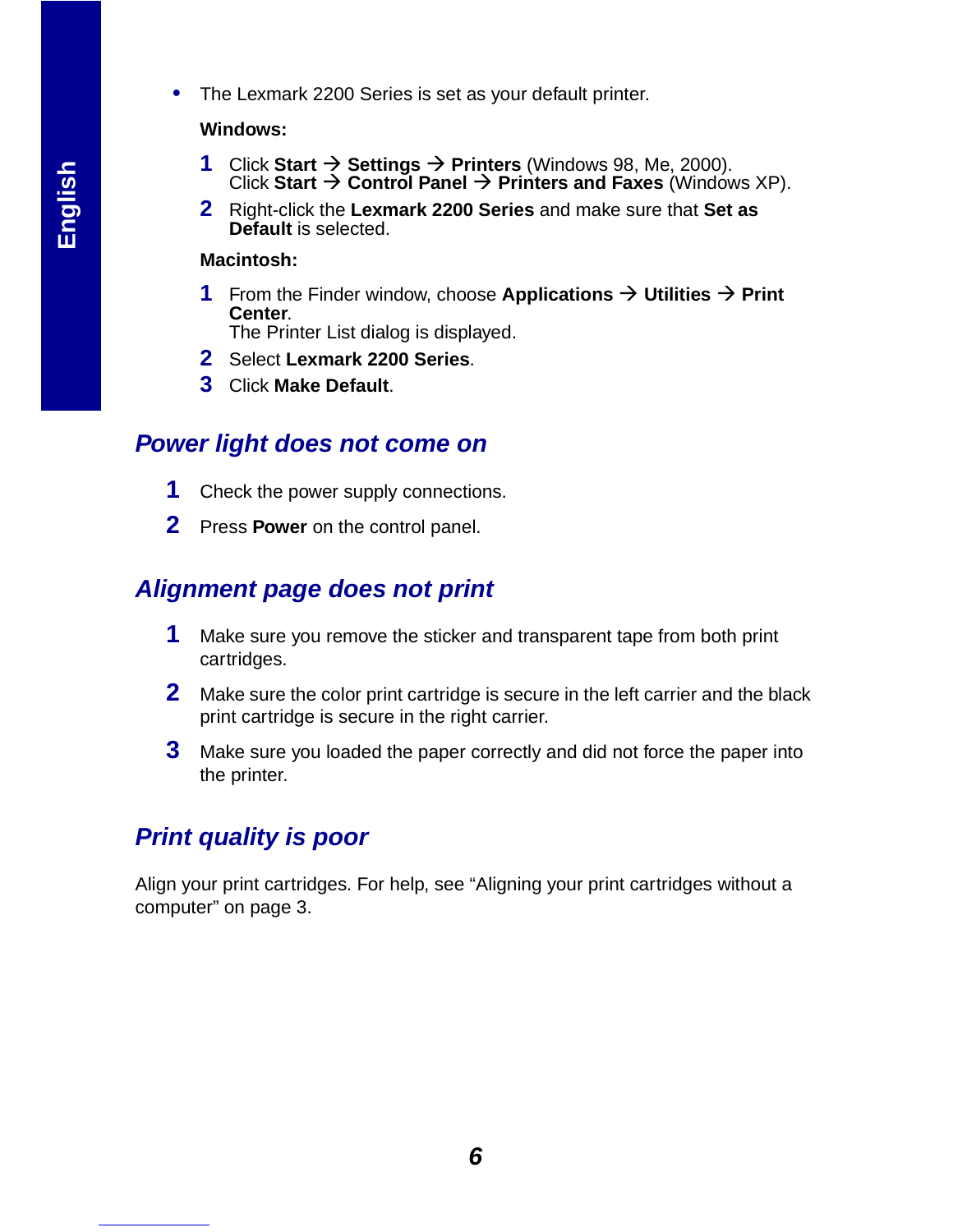- The Lexmark 2200 Series is set as your default printer.

  **Windows:**

  1. Click **Start** → **Settings** → **Printers** (Windows 98, Me, 2000).
     Click **Start** → **Control Panel** → **Printers and Faxes** (Windows XP).
  2. Right-click the **Lexmark 2200 Series** and make sure that **Set as Default** is selected.

  **Macintosh:**

  1. From the Finder window, choose **Applications** → **Utilities** → **Print Center**.
     The Printer List dialog is displayed.
  2. Select **Lexmark 2200 Series**.
  3. Click **Make Default**.

## *Power light does not come on*

1. Check the power supply connections.
2. Press **Power** on the control panel.

## *Alignment page does not print*

1. Make sure you remove the sticker and transparent tape from both print cartridges.
2. Make sure the color print cartridge is secure in the left carrier and the black print cartridge is secure in the right carrier.
3. Make sure you loaded the paper correctly and did not force the paper into the printer.

## *Print quality is poor*

Align your print cartridges. For help, see “Aligning your print cartridges without a computer” on page 3.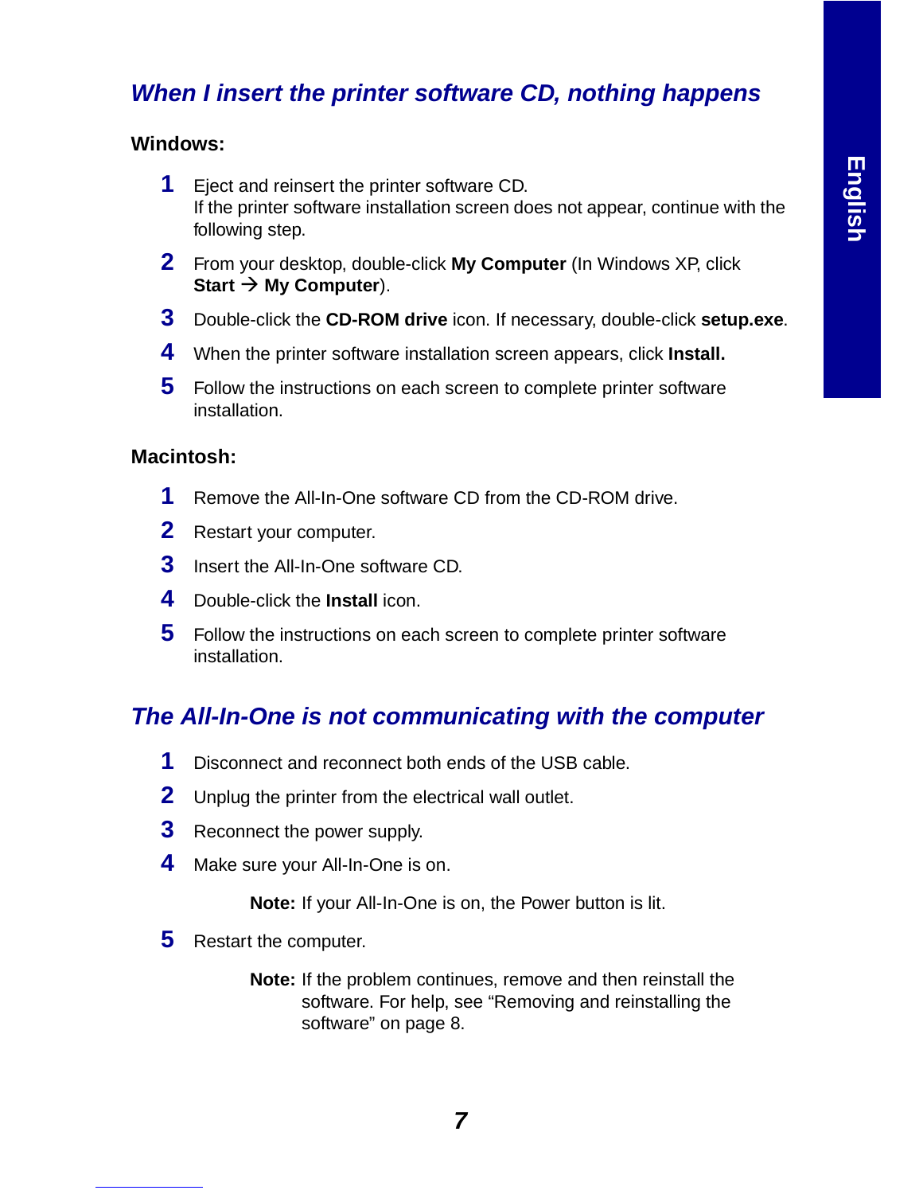## When I insert the printer software CD, nothing happens

**Windows:**

1. Eject and reinsert the printer software CD.
   If the printer software installation screen does not appear, continue with the following step.
2. From your desktop, double-click **My Computer** (In Windows XP, click **Start** → **My Computer**).
3. Double-click the **CD-ROM drive** icon. If necessary, double-click **setup.exe**.
4. When the printer software installation screen appears, click **Install.**
5. Follow the instructions on each screen to complete printer software installation.

**Macintosh:**

1. Remove the All-In-One software CD from the CD-ROM drive.
2. Restart your computer.
3. Insert the All-In-One software CD.
4. Double-click the **Install** icon.
5. Follow the instructions on each screen to complete printer software installation.

## The All-In-One is not communicating with the computer

1. Disconnect and reconnect both ends of the USB cable.
2. Unplug the printer from the electrical wall outlet.
3. Reconnect the power supply.
4. Make sure your All-In-One is on.

   **Note:** If your All-In-One is on, the Power button is lit.

5. Restart the computer.

   **Note:** If the problem continues, remove and then reinstall the software. For help, see "Removing and reinstalling the software" on page 8.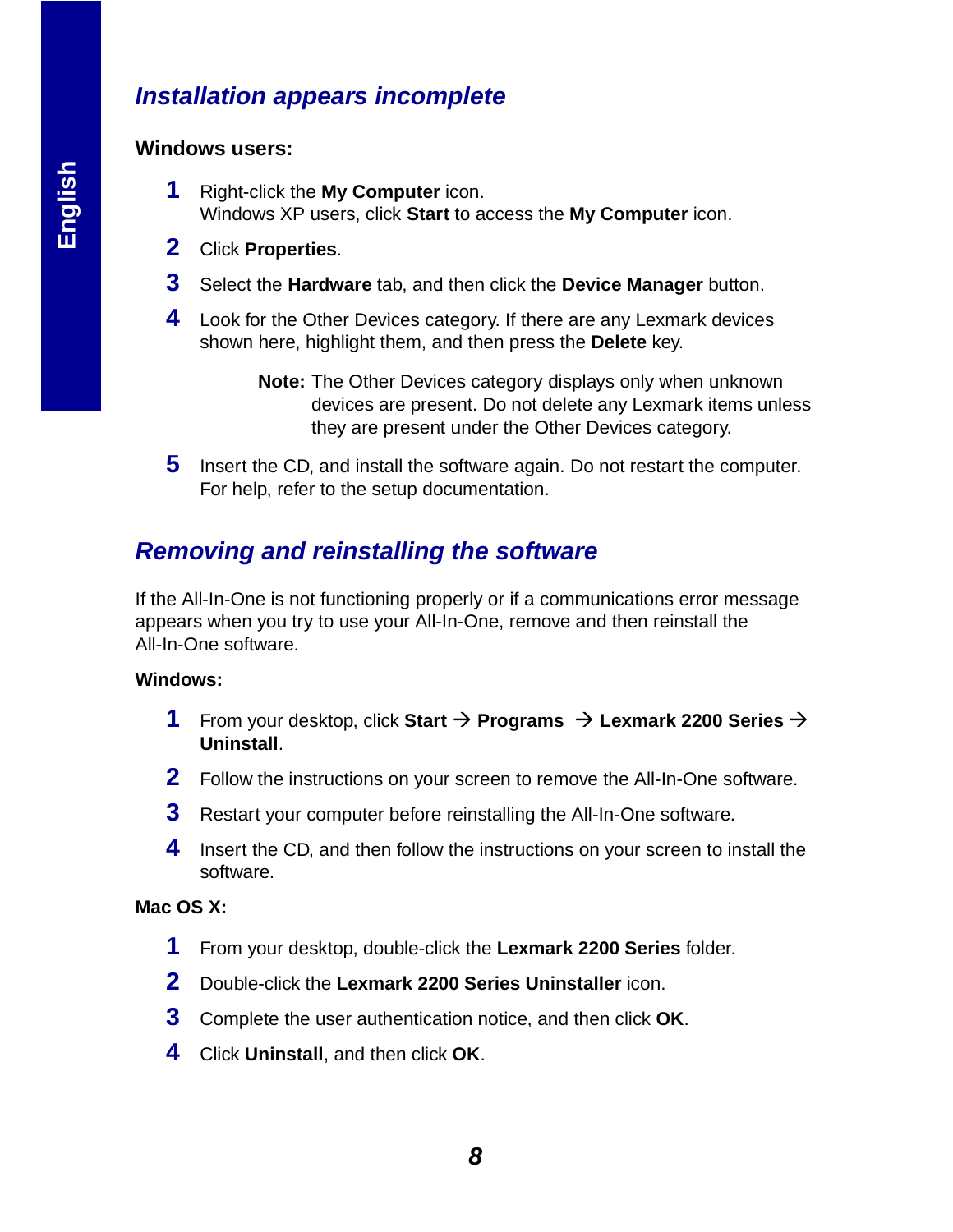## Installation appears incomplete

**Windows users:**

1. Right-click the **My Computer** icon.
   Windows XP users, click **Start** to access the **My Computer** icon.
2. Click **Properties**.
3. Select the **Hardware** tab, and then click the **Device Manager** button.
4. Look for the Other Devices category. If there are any Lexmark devices shown here, highlight them, and then press the **Delete** key.

   **Note:** The Other Devices category displays only when unknown devices are present. Do not delete any Lexmark items unless they are present under the Other Devices category.

5. Insert the CD, and install the software again. Do not restart the computer. For help, refer to the setup documentation.

## Removing and reinstalling the software

If the All-In-One is not functioning properly or if a communications error message appears when you try to use your All-In-One, remove and then reinstall the All-In-One software.

**Windows:**

1. From your desktop, click **Start** → **Programs** → **Lexmark 2200 Series** → **Uninstall**.
2. Follow the instructions on your screen to remove the All-In-One software.
3. Restart your computer before reinstalling the All-In-One software.
4. Insert the CD, and then follow the instructions on your screen to install the software.

**Mac OS X:**

1. From your desktop, double-click the **Lexmark 2200 Series** folder.
2. Double-click the **Lexmark 2200 Series Uninstaller** icon.
3. Complete the user authentication notice, and then click **OK**.
4. Click **Uninstall**, and then click **OK**.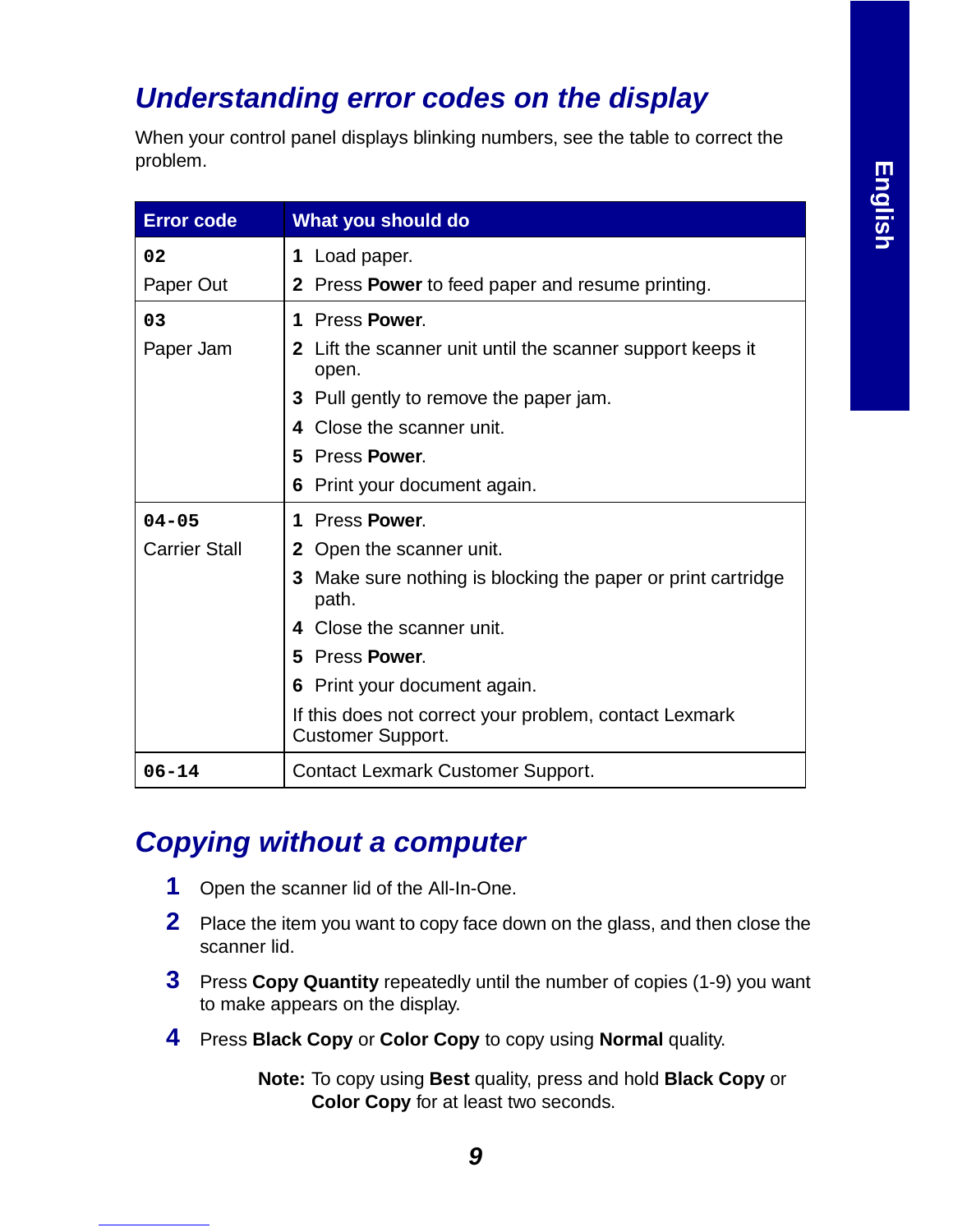## Understanding error codes on the display

When your control panel displays blinking numbers, see the table to correct the problem.

| Error code | What you should do |
|---|---|
| **02**<br>Paper Out | **1** Load paper.<br>**2** Press **Power** to feed paper and resume printing. |
| **03**<br>Paper Jam | **1** Press **Power**.<br>**2** Lift the scanner unit until the scanner support keeps it open.<br>**3** Pull gently to remove the paper jam.<br>**4** Close the scanner unit.<br>**5** Press **Power**.<br>**6** Print your document again. |
| **04-05**<br>Carrier Stall | **1** Press **Power**.<br>**2** Open the scanner unit.<br>**3** Make sure nothing is blocking the paper or print cartridge path.<br>**4** Close the scanner unit.<br>**5** Press **Power**.<br>**6** Print your document again.<br>If this does not correct your problem, contact Lexmark Customer Support. |
| **06-14** | Contact Lexmark Customer Support. |

## Copying without a computer

1. Open the scanner lid of the All-In-One.
2. Place the item you want to copy face down on the glass, and then close the scanner lid.
3. Press **Copy Quantity** repeatedly until the number of copies (1-9) you want to make appears on the display.
4. Press **Black Copy** or **Color Copy** to copy using **Normal** quality.

   **Note:** To copy using **Best** quality, press and hold **Black Copy** or **Color Copy** for at least two seconds.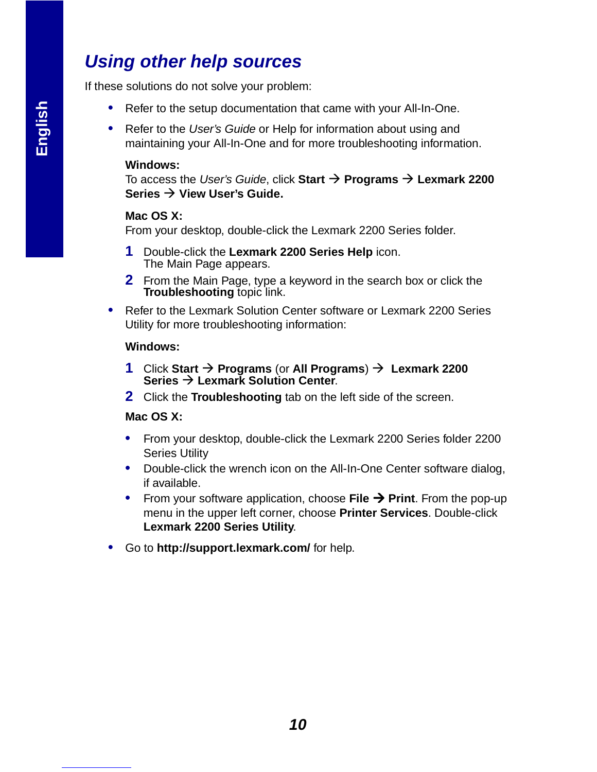## *Using other help sources*

If these solutions do not solve your problem:

- Refer to the setup documentation that came with your All-In-One.
- Refer to the *User's Guide* or Help for information about using and maintaining your All-In-One and for more troubleshooting information.

  **Windows:**
  To access the *User's Guide*, click **Start** → **Programs** → **Lexmark 2200 Series** → **View User's Guide.**

  **Mac OS X:**
  From your desktop, double-click the Lexmark 2200 Series folder.

  1. Double-click the **Lexmark 2200 Series Help** icon.
     The Main Page appears.
  2. From the Main Page, type a keyword in the search box or click the **Troubleshooting** topic link.

- Refer to the Lexmark Solution Center software or Lexmark 2200 Series Utility for more troubleshooting information:

  **Windows:**

  1. Click **Start** → **Programs** (or **All Programs**) → **Lexmark 2200 Series** → **Lexmark Solution Center**.
  2. Click the **Troubleshooting** tab on the left side of the screen.

  **Mac OS X:**

  - From your desktop, double-click the Lexmark 2200 Series folder 2200 Series Utility
  - Double-click the wrench icon on the All-In-One Center software dialog, if available.
  - From your software application, choose **File** → **Print**. From the pop-up menu in the upper left corner, choose **Printer Services**. Double-click **Lexmark 2200 Series Utility**.

- Go to **http://support.lexmark.com/** for help.